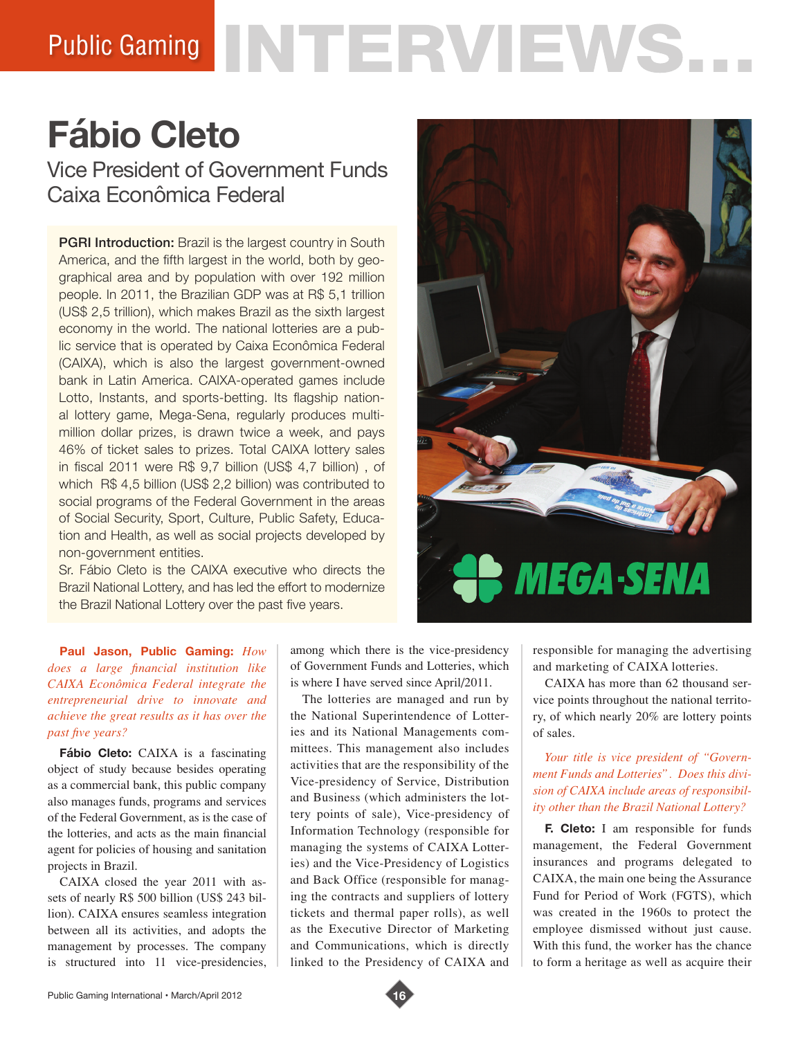# Fábio Cleto

## Vice President of Government Funds
## Caixa Econômica Federal

**PGRI Introduction:** Brazil is the largest country in South America, and the fifth largest in the world, both by geographical area and by population with over 192 million people. In 2011, the Brazilian GDP was at R$ 5,1 trillion (US$ 2,5 trillion), which makes Brazil as the sixth largest economy in the world. The national lotteries are a public service that is operated by Caixa Econômica Federal (CAIXA), which is also the largest government-owned bank in Latin America. CAIXA-operated games include Lotto, Instants, and sports-betting. Its flagship national lottery game, Mega-Sena, regularly produces multi-million dollar prizes, is drawn twice a week, and pays 46% of ticket sales to prizes. Total CAIXA lottery sales in fiscal 2011 were R$ 9,7 billion (US$ 4,7 billion) , of which R$ 4,5 billion (US$ 2,2 billion) was contributed to social programs of the Federal Government in the areas of Social Security, Sport, Culture, Public Safety, Education and Health, as well as social projects developed by non-government entities.

Sr. Fábio Cleto is the CAIXA executive who directs the Brazil National Lottery, and has led the effort to modernize the Brazil National Lottery over the past five years.

**Paul Jason, Public Gaming:** *How does a large financial institution like CAIXA Econômica Federal integrate the entrepreneurial drive to innovate and achieve the great results as it has over the past five years?*

**Fábio Cleto:** CAIXA is a fascinating object of study because besides operating as a commercial bank, this public company also manages funds, programs and services of the Federal Government, as is the case of the lotteries, and acts as the main financial agent for policies of housing and sanitation projects in Brazil.

CAIXA closed the year 2011 with assets of nearly R$ 500 billion (US$ 243 billion). CAIXA ensures seamless integration between all its activities, and adopts the management by processes. The company is structured into 11 vice-presidencies, among which there is the vice-presidency of Government Funds and Lotteries, which is where I have served since April/2011.

The lotteries are managed and run by the National Superintendence of Lotteries and its National Managements committees. This management also includes activities that are the responsibility of the Vice-presidency of Service, Distribution and Business (which administers the lottery points of sale), Vice-presidency of Information Technology (responsible for managing the systems of CAIXA Lotteries) and the Vice-Presidency of Logistics and Back Office (responsible for managing the contracts and suppliers of lottery tickets and thermal paper rolls), as well as the Executive Director of Marketing and Communications, which is directly linked to the Presidency of CAIXA and responsible for managing the advertising and marketing of CAIXA lotteries.

CAIXA has more than 62 thousand service points throughout the national territory, of which nearly 20% are lottery points of sales.

*Your title is vice president of "Government Funds and Lotteries". Does this division of CAIXA include areas of responsibility other than the Brazil National Lottery?*

**F. Cleto:** I am responsible for funds management, the Federal Government insurances and programs delegated to CAIXA, the main one being the Assurance Fund for Period of Work (FGTS), which was created in the 1960s to protect the employee dismissed without just cause. With this fund, the worker has the chance to form a heritage as well as acquire their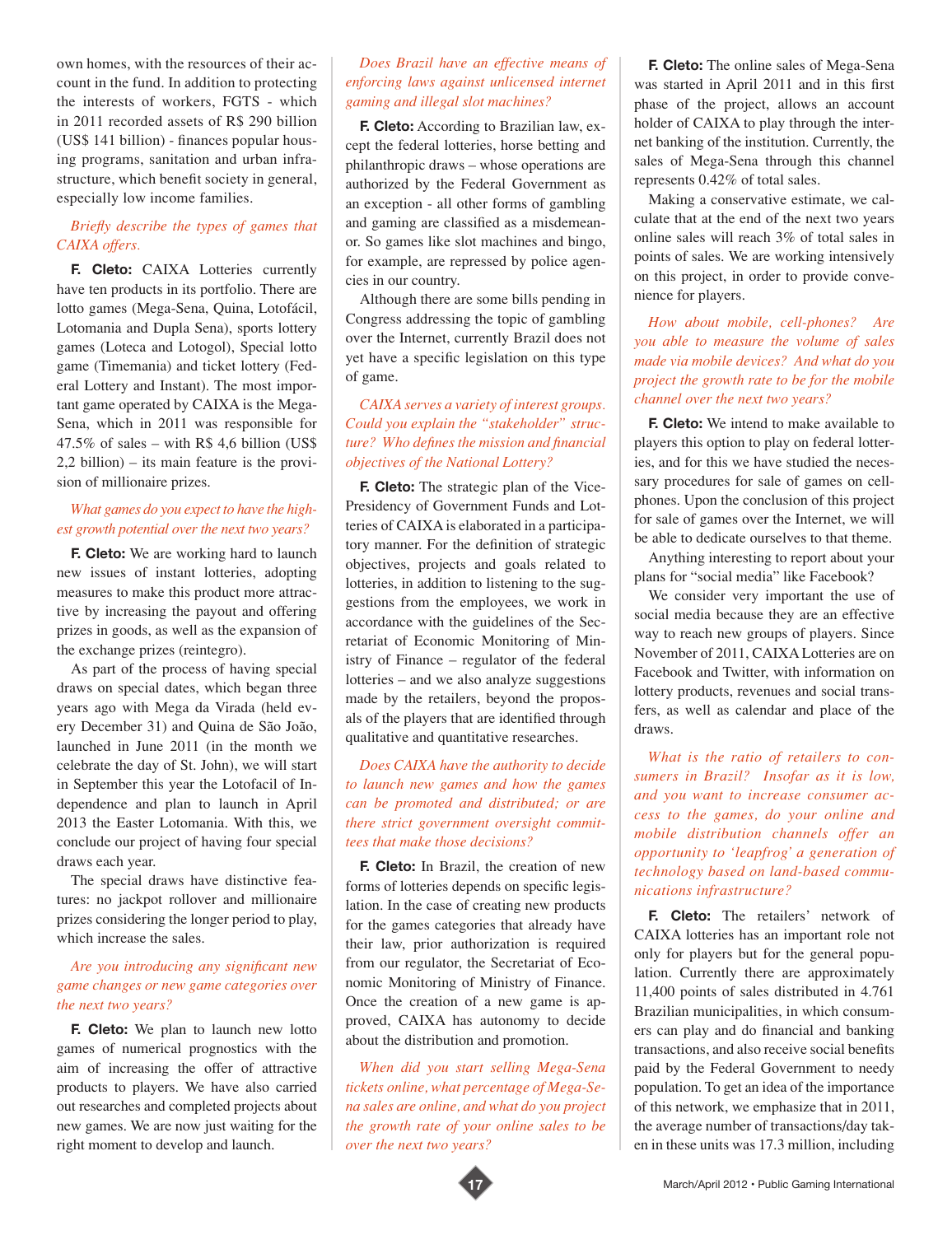own homes, with the resources of their account in the fund. In addition to protecting the interests of workers, FGTS - which in 2011 recorded assets of R$ 290 billion (US$ 141 billion) - finances popular housing programs, sanitation and urban infrastructure, which benefit society in general, especially low income families.

*Briefly describe the types of games that CAIXA offers.*

**F. Cleto:** CAIXA Lotteries currently have ten products in its portfolio. There are lotto games (Mega-Sena, Quina, Lotofácil, Lotomania and Dupla Sena), sports lottery games (Loteca and Lotogol), Special lotto game (Timemania) and ticket lottery (Federal Lottery and Instant). The most important game operated by CAIXA is the Mega-Sena, which in 2011 was responsible for 47.5% of sales – with R$ 4,6 billion (US$ 2,2 billion) – its main feature is the provision of millionaire prizes.

*What games do you expect to have the highest growth potential over the next two years?*

**F. Cleto:** We are working hard to launch new issues of instant lotteries, adopting measures to make this product more attractive by increasing the payout and offering prizes in goods, as well as the expansion of the exchange prizes (reintegro).

As part of the process of having special draws on special dates, which began three years ago with Mega da Virada (held every December 31) and Quina de São João, launched in June 2011 (in the month we celebrate the day of St. John), we will start in September this year the Lotofacil of Independence and plan to launch in April 2013 the Easter Lotomania. With this, we conclude our project of having four special draws each year.

The special draws have distinctive features: no jackpot rollover and millionaire prizes considering the longer period to play, which increase the sales.

*Are you introducing any significant new game changes or new game categories over the next two years?*

**F. Cleto:** We plan to launch new lotto games of numerical prognostics with the aim of increasing the offer of attractive products to players. We have also carried out researches and completed projects about new games. We are now just waiting for the right moment to develop and launch.

*Does Brazil have an effective means of enforcing laws against unlicensed internet gaming and illegal slot machines?*

**F. Cleto:** According to Brazilian law, except the federal lotteries, horse betting and philanthropic draws – whose operations are authorized by the Federal Government as an exception - all other forms of gambling and gaming are classified as a misdemeanor. So games like slot machines and bingo, for example, are repressed by police agencies in our country.

Although there are some bills pending in Congress addressing the topic of gambling over the Internet, currently Brazil does not yet have a specific legislation on this type of game.

*CAIXA serves a variety of interest groups. Could you explain the "stakeholder" structure? Who defines the mission and financial objectives of the National Lottery?*

**F. Cleto:** The strategic plan of the Vice-Presidency of Government Funds and Lotteries of CAIXA is elaborated in a participatory manner. For the definition of strategic objectives, projects and goals related to lotteries, in addition to listening to the suggestions from the employees, we work in accordance with the guidelines of the Secretariat of Economic Monitoring of Ministry of Finance – regulator of the federal lotteries – and we also analyze suggestions made by the retailers, beyond the proposals of the players that are identified through qualitative and quantitative researches.

*Does CAIXA have the authority to decide to launch new games and how the games can be promoted and distributed; or are there strict government oversight committees that make those decisions?*

**F. Cleto:** In Brazil, the creation of new forms of lotteries depends on specific legislation. In the case of creating new products for the games categories that already have their law, prior authorization is required from our regulator, the Secretariat of Economic Monitoring of Ministry of Finance. Once the creation of a new game is approved, CAIXA has autonomy to decide about the distribution and promotion.

*When did you start selling Mega-Sena tickets online, what percentage of Mega-Sena sales are online, and what do you project the growth rate of your online sales to be over the next two years?*

**F. Cleto:** The online sales of Mega-Sena was started in April 2011 and in this first phase of the project, allows an account holder of CAIXA to play through the internet banking of the institution. Currently, the sales of Mega-Sena through this channel represents 0.42% of total sales.

Making a conservative estimate, we calculate that at the end of the next two years online sales will reach 3% of total sales in points of sales. We are working intensively on this project, in order to provide convenience for players.

*How about mobile, cell-phones? Are you able to measure the volume of sales made via mobile devices? And what do you project the growth rate to be for the mobile channel over the next two years?*

**F. Cleto:** We intend to make available to players this option to play on federal lotteries, and for this we have studied the necessary procedures for sale of games on cell-phones. Upon the conclusion of this project for sale of games over the Internet, we will be able to dedicate ourselves to that theme.

Anything interesting to report about your plans for "social media" like Facebook?

We consider very important the use of social media because they are an effective way to reach new groups of players. Since November of 2011, CAIXA Lotteries are on Facebook and Twitter, with information on lottery products, revenues and social transfers, as well as calendar and place of the draws.

*What is the ratio of retailers to consumers in Brazil? Insofar as it is low, and you want to increase consumer access to the games, do your online and mobile distribution channels offer an opportunity to 'leapfrog' a generation of technology based on land-based communications infrastructure?*

**F. Cleto:** The retailers' network of CAIXA lotteries has an important role not only for players but for the general population. Currently there are approximately 11,400 points of sales distributed in 4.761 Brazilian municipalities, in which consumers can play and do financial and banking transactions, and also receive social benefits paid by the Federal Government to needy population. To get an idea of the importance of this network, we emphasize that in 2011, the average number of transactions/day taken in these units was 17.3 million, including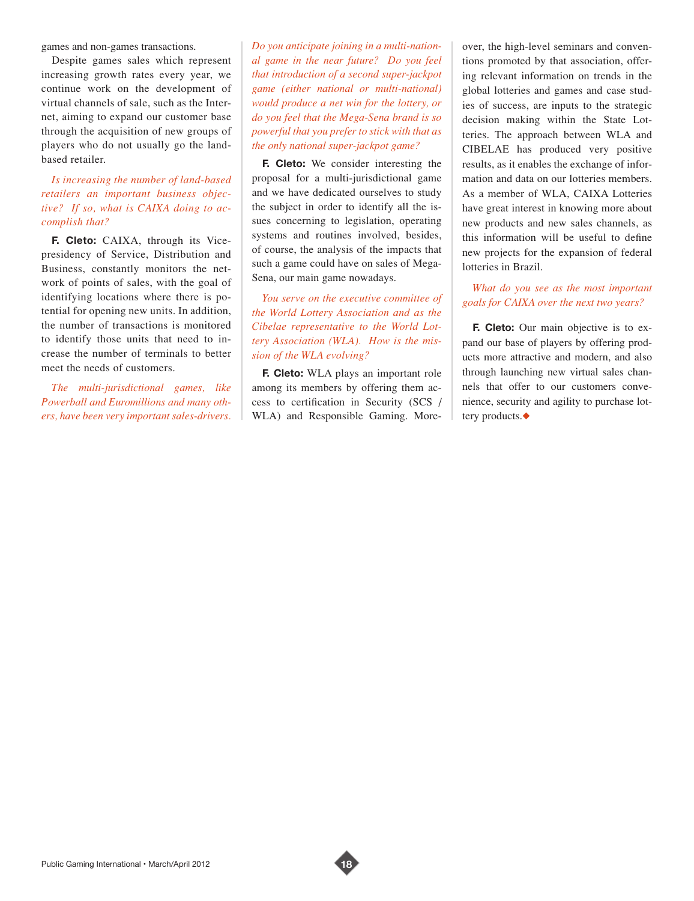games and non-games transactions.

Despite games sales which represent increasing growth rates every year, we continue work on the development of virtual channels of sale, such as the Internet, aiming to expand our customer base through the acquisition of new groups of players who do not usually go the land-based retailer.

*Is increasing the number of land-based retailers an important business objective? If so, what is CAIXA doing to accomplish that?*

**F. Cleto:** CAIXA, through its Vice-presidency of Service, Distribution and Business, constantly monitors the network of points of sales, with the goal of identifying locations where there is potential for opening new units. In addition, the number of transactions is monitored to identify those units that need to increase the number of terminals to better meet the needs of customers.

*The multi-jurisdictional games, like Powerball and Euromillions and many others, have been very important sales-drivers. Do you anticipate joining in a multi-national game in the near future? Do you feel that introduction of a second super-jackpot game (either national or multi-national) would produce a net win for the lottery, or do you feel that the Mega-Sena brand is so powerful that you prefer to stick with that as the only national super-jackpot game?*

**F. Cleto:** We consider interesting the proposal for a multi-jurisdictional game and we have dedicated ourselves to study the subject in order to identify all the issues concerning to legislation, operating systems and routines involved, besides, of course, the analysis of the impacts that such a game could have on sales of Mega-Sena, our main game nowadays.

*You serve on the executive committee of the World Lottery Association and as the Cibelae representative to the World Lottery Association (WLA). How is the mission of the WLA evolving?*

**F. Cleto:** WLA plays an important role among its members by offering them access to certification in Security (SCS / WLA) and Responsible Gaming. Moreover, the high-level seminars and conventions promoted by that association, offering relevant information on trends in the global lotteries and games and case studies of success, are inputs to the strategic decision making within the State Lotteries. The approach between WLA and CIBELAE has produced very positive results, as it enables the exchange of information and data on our lotteries members. As a member of WLA, CAIXA Lotteries have great interest in knowing more about new products and new sales channels, as this information will be useful to define new projects for the expansion of federal lotteries in Brazil.

*What do you see as the most important goals for CAIXA over the next two years?*

**F. Cleto:** Our main objective is to expand our base of players by offering products more attractive and modern, and also through launching new virtual sales channels that offer to our customers convenience, security and agility to purchase lottery products.◆